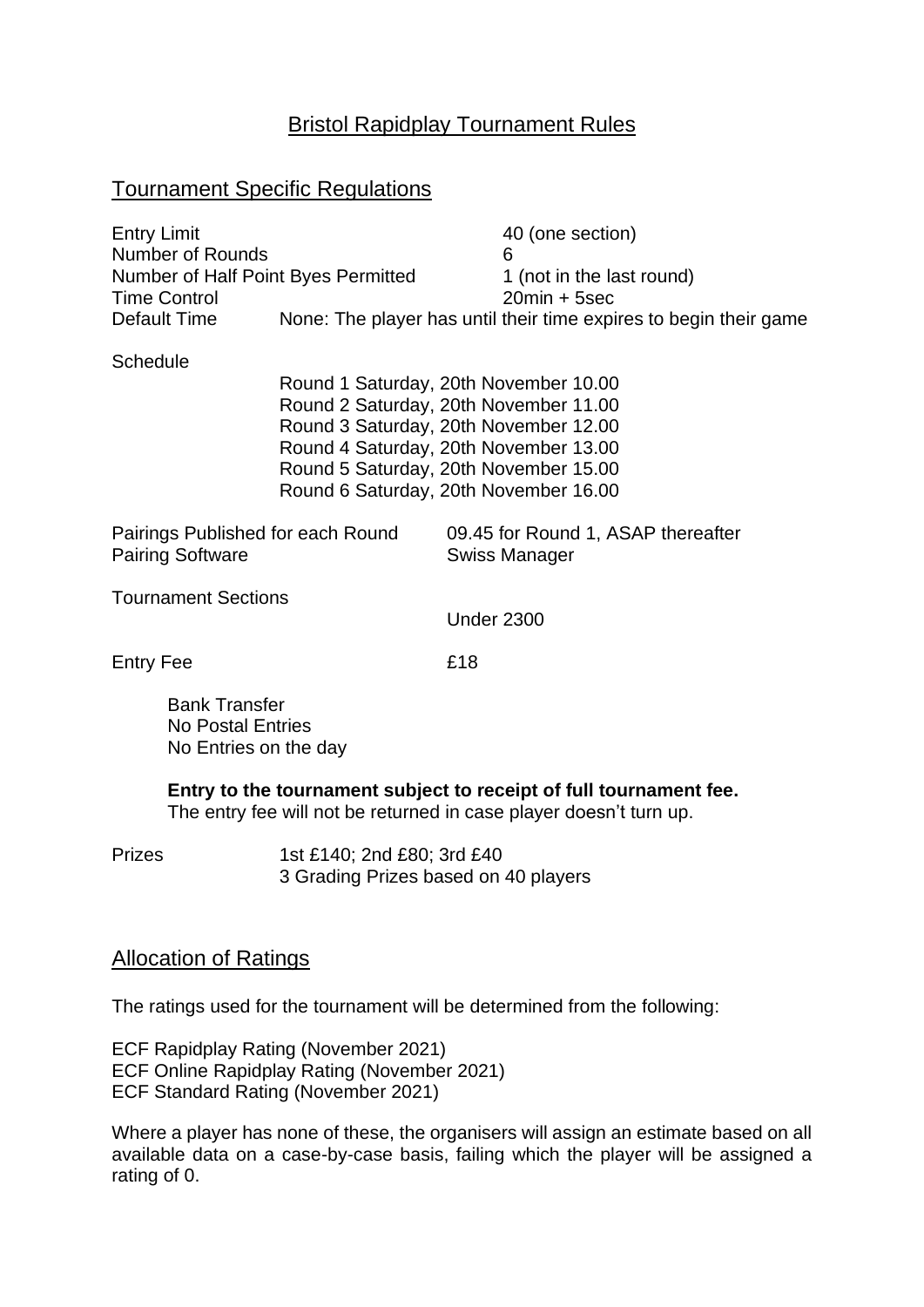# Bristol Rapidplay Tournament Rules

## Tournament Specific Regulations

| | |
|---|---|
| Entry Limit | 40 (one section) |
| Number of Rounds | 6 |
| Number of Half Point Byes Permitted | 1 (not in the last round) |
| Time Control | 20min + 5sec |
| Default Time | None: The player has until their time expires to begin their game |

Schedule

Round 1 Saturday, 20th November 10.00
Round 2 Saturday, 20th November 11.00
Round 3 Saturday, 20th November 12.00
Round 4 Saturday, 20th November 13.00
Round 5 Saturday, 20th November 15.00
Round 6 Saturday, 20th November 16.00

| | |
|---|---|
| Pairings Published for each Round | 09.45 for Round 1, ASAP thereafter |
| Pairing Software | Swiss Manager |
| Tournament Sections | Under 2300 |
| Entry Fee | £18 |

Bank Transfer
No Postal Entries
No Entries on the day

**Entry to the tournament subject to receipt of full tournament fee.**
The entry fee will not be returned in case player doesn't turn up.

Prizes: 1st £140; 2nd £80; 3rd £40
3 Grading Prizes based on 40 players

## Allocation of Ratings

The ratings used for the tournament will be determined from the following:

ECF Rapidplay Rating (November 2021)
ECF Online Rapidplay Rating (November 2021)
ECF Standard Rating (November 2021)

Where a player has none of these, the organisers will assign an estimate based on all available data on a case-by-case basis, failing which the player will be assigned a rating of 0.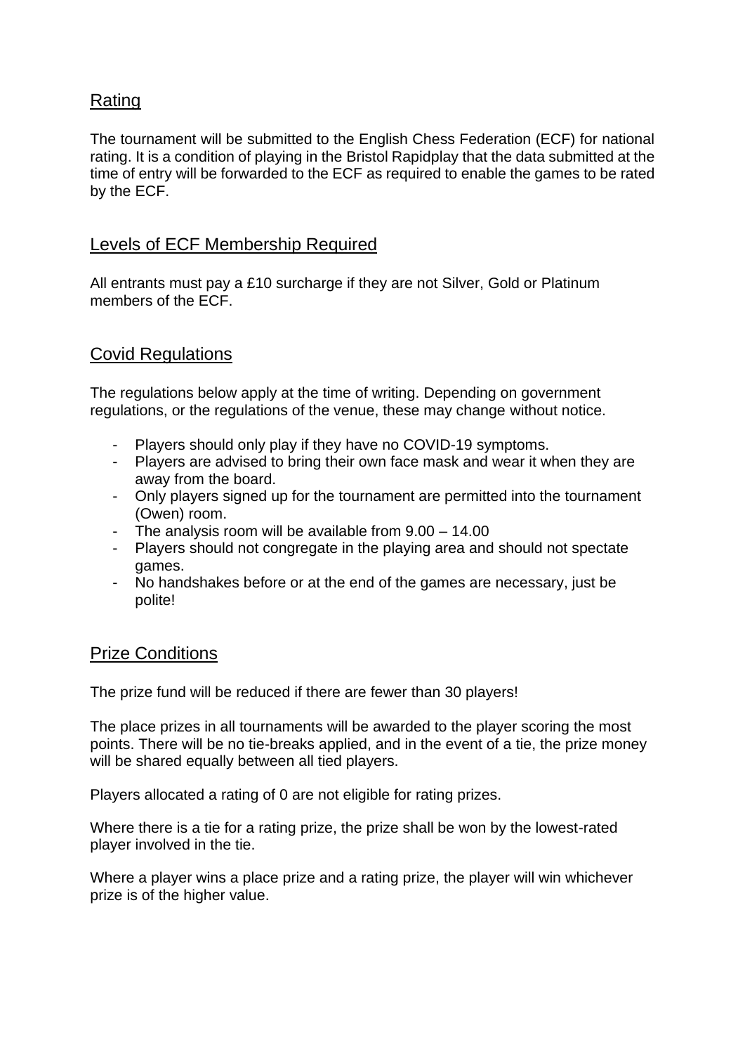## Rating

The tournament will be submitted to the English Chess Federation (ECF) for national rating. It is a condition of playing in the Bristol Rapidplay that the data submitted at the time of entry will be forwarded to the ECF as required to enable the games to be rated by the ECF.

## Levels of ECF Membership Required

All entrants must pay a £10 surcharge if they are not Silver, Gold or Platinum members of the ECF.

## Covid Regulations

The regulations below apply at the time of writing. Depending on government regulations, or the regulations of the venue, these may change without notice.

- Players should only play if they have no COVID-19 symptoms.
- Players are advised to bring their own face mask and wear it when they are away from the board.
- Only players signed up for the tournament are permitted into the tournament (Owen) room.
- The analysis room will be available from 9.00 – 14.00
- Players should not congregate in the playing area and should not spectate games.
- No handshakes before or at the end of the games are necessary, just be polite!

## Prize Conditions

The prize fund will be reduced if there are fewer than 30 players!

The place prizes in all tournaments will be awarded to the player scoring the most points. There will be no tie-breaks applied, and in the event of a tie, the prize money will be shared equally between all tied players.

Players allocated a rating of 0 are not eligible for rating prizes.

Where there is a tie for a rating prize, the prize shall be won by the lowest-rated player involved in the tie.

Where a player wins a place prize and a rating prize, the player will win whichever prize is of the higher value.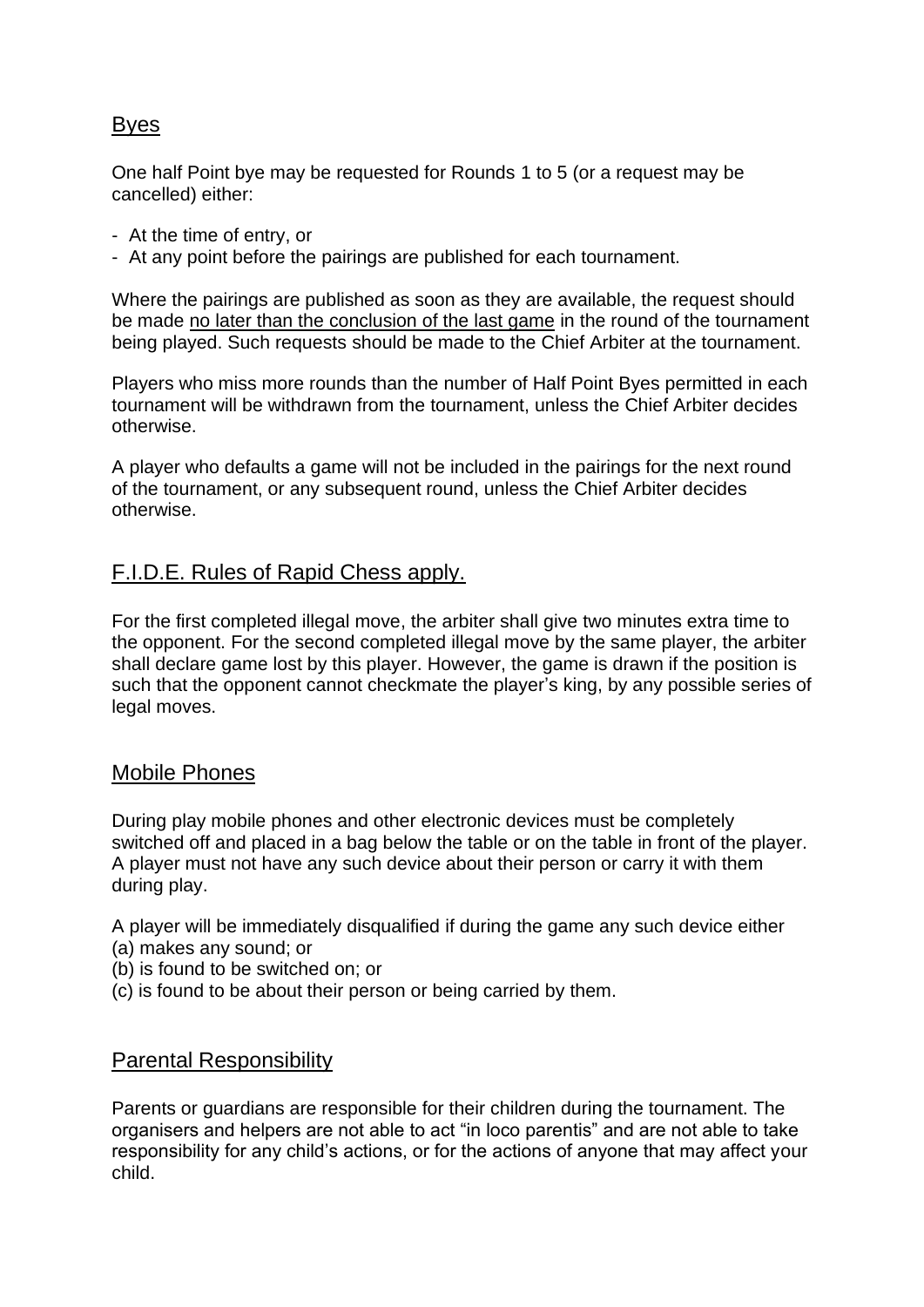## Byes

One half Point bye may be requested for Rounds 1 to 5 (or a request may be cancelled) either:

- At the time of entry, or
- At any point before the pairings are published for each tournament.

Where the pairings are published as soon as they are available, the request should be made <u>no later than the conclusion of the last game</u> in the round of the tournament being played. Such requests should be made to the Chief Arbiter at the tournament.

Players who miss more rounds than the number of Half Point Byes permitted in each tournament will be withdrawn from the tournament, unless the Chief Arbiter decides otherwise.

A player who defaults a game will not be included in the pairings for the next round of the tournament, or any subsequent round, unless the Chief Arbiter decides otherwise.

## F.I.D.E. Rules of Rapid Chess apply.

For the first completed illegal move, the arbiter shall give two minutes extra time to the opponent. For the second completed illegal move by the same player, the arbiter shall declare game lost by this player. However, the game is drawn if the position is such that the opponent cannot checkmate the player's king, by any possible series of legal moves.

## Mobile Phones

During play mobile phones and other electronic devices must be completely switched off and placed in a bag below the table or on the table in front of the player. A player must not have any such device about their person or carry it with them during play.

A player will be immediately disqualified if during the game any such device either
(a) makes any sound; or
(b) is found to be switched on; or
(c) is found to be about their person or being carried by them.

## Parental Responsibility

Parents or guardians are responsible for their children during the tournament. The organisers and helpers are not able to act "in loco parentis" and are not able to take responsibility for any child's actions, or for the actions of anyone that may affect your child.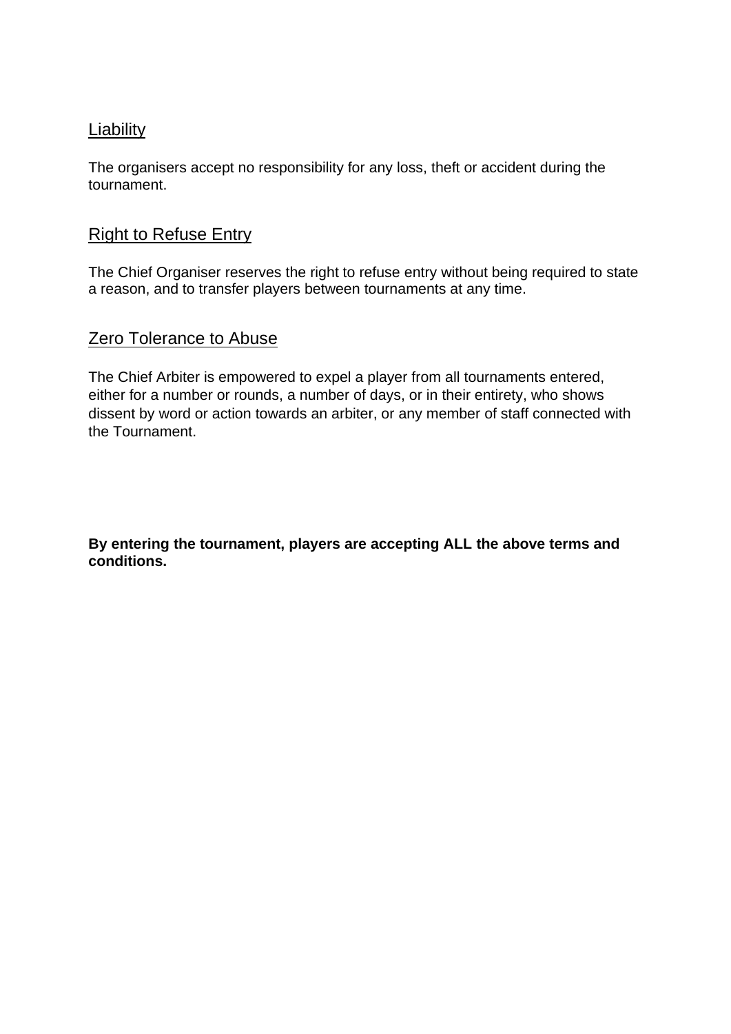## Liability

The organisers accept no responsibility for any loss, theft or accident during the tournament.

## Right to Refuse Entry

The Chief Organiser reserves the right to refuse entry without being required to state a reason, and to transfer players between tournaments at any time.

## Zero Tolerance to Abuse

The Chief Arbiter is empowered to expel a player from all tournaments entered, either for a number or rounds, a number of days, or in their entirety, who shows dissent by word or action towards an arbiter, or any member of staff connected with the Tournament.

**By entering the tournament, players are accepting ALL the above terms and conditions.**